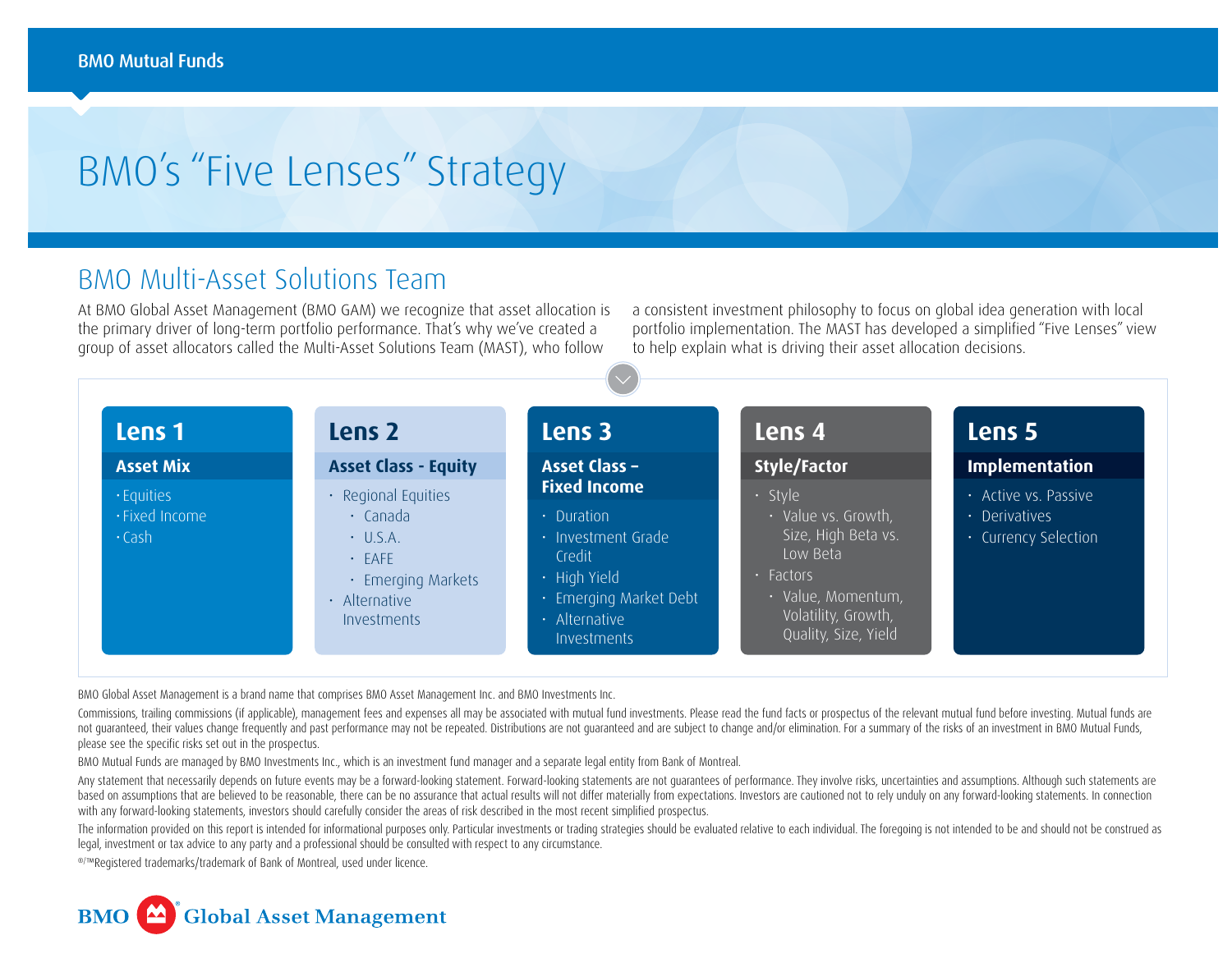BMO Mutual Funds

# BMO's "Five Lenses" Strategy

## BMO Multi-Asset Solutions Team

At BMO Global Asset Management (BMO GAM) we recognize that asset allocation is the primary driver of long-term portfolio performance. That's why we've created a group of asset allocators called the Multi-Asset Solutions Team (MAST), who follow a consistent investment philosophy to focus on global idea generation with local portfolio implementation. The MAST has developed a simplified "Five Lenses" view to help explain what is driving their asset allocation decisions.

### Lens 1

**Asset Mix**

- Equities
- Fixed Income
- Cash

### Lens 2

**Asset Class - Equity**

- Regional Equities
  - Canada
  - U.S.A.
  - EAFE
  - Emerging Markets
- Alternative Investments

### Lens 3

**Asset Class – Fixed Income**

- Duration
- Investment Grade Credit
- High Yield
- Emerging Market Debt
- Alternative Investments

### Lens 4

**Style/Factor**

- Style
  - Value vs. Growth, Size, High Beta vs. Low Beta
- Factors
  - Value, Momentum, Volatility, Growth, Quality, Size, Yield

### Lens 5

**Implementation**

- Active vs. Passive
- Derivatives
- Currency Selection

BMO Global Asset Management is a brand name that comprises BMO Asset Management Inc. and BMO Investments Inc.

Commissions, trailing commissions (if applicable), management fees and expenses all may be associated with mutual fund investments. Please read the fund facts or prospectus of the relevant mutual fund before investing. Mutual funds are not guaranteed, their values change frequently and past performance may not be repeated. Distributions are not guaranteed and are subject to change and/or elimination. For a summary of the risks of an investment in BMO Mutual Funds, please see the specific risks set out in the prospectus.

BMO Mutual Funds are managed by BMO Investments Inc., which is an investment fund manager and a separate legal entity from Bank of Montreal.

Any statement that necessarily depends on future events may be a forward-looking statement. Forward-looking statements are not guarantees of performance. They involve risks, uncertainties and assumptions. Although such statements are based on assumptions that are believed to be reasonable, there can be no assurance that actual results will not differ materially from expectations. Investors are cautioned not to rely unduly on any forward-looking statements. In connection with any forward-looking statements, investors should carefully consider the areas of risk described in the most recent simplified prospectus.

The information provided on this report is intended for informational purposes only. Particular investments or trading strategies should be evaluated relative to each individual. The foregoing is not intended to be and should not be construed as legal, investment or tax advice to any party and a professional should be consulted with respect to any circumstance.

®/™Registered trademarks/trademark of Bank of Montreal, used under licence.

BMO Global Asset Management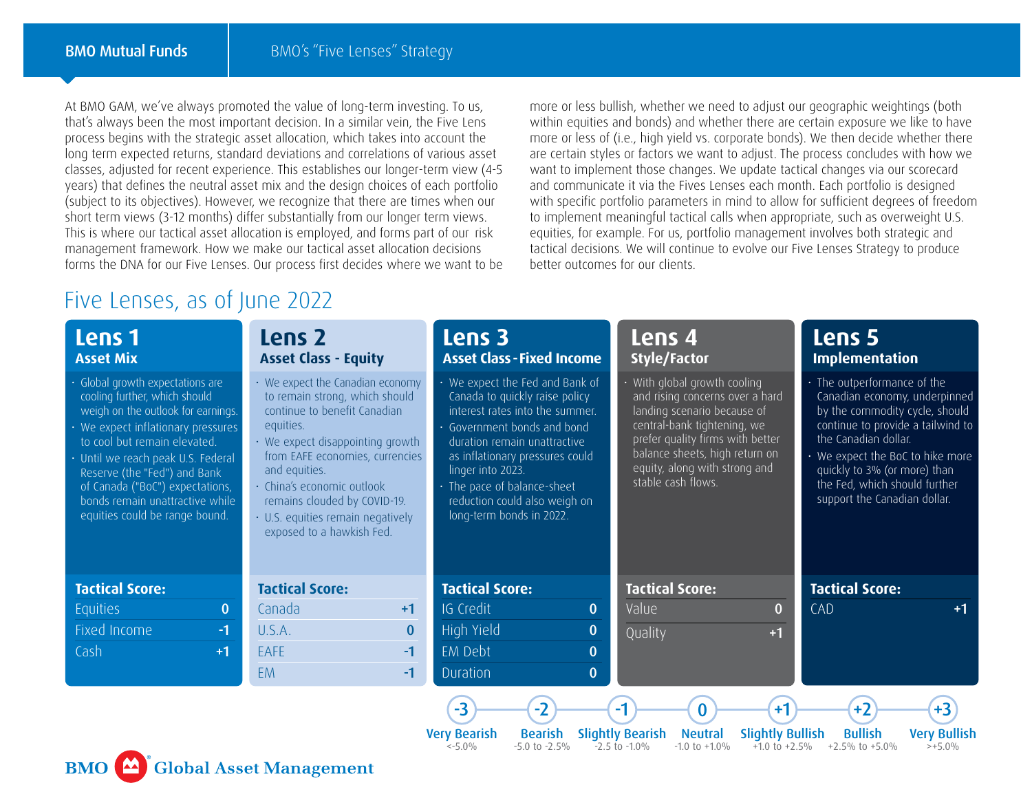BMO Mutual Funds

# BMO's "Five Lenses" Strategy

At BMO GAM, we've always promoted the value of long-term investing. To us, that's always been the most important decision. In a similar vein, the Five Lens process begins with the strategic asset allocation, which takes into account the long term expected returns, standard deviations and correlations of various asset classes, adjusted for recent experience. This establishes our longer-term view (4-5 years) that defines the neutral asset mix and the design choices of each portfolio (subject to its objectives). However, we recognize that there are times when our short term views (3-12 months) differ substantially from our longer term views. This is where our tactical asset allocation is employed, and forms part of our risk management framework. How we make our tactical asset allocation decisions forms the DNA for our Five Lenses. Our process first decides where we want to be more or less bullish, whether we need to adjust our geographic weightings (both within equities and bonds) and whether there are certain exposure we like to have more or less of (i.e., high yield vs. corporate bonds). We then decide whether there are certain styles or factors we want to adjust. The process concludes with how we want to implement those changes. We update tactical changes via our scorecard and communicate it via the Fives Lenses each month. Each portfolio is designed with specific portfolio parameters in mind to allow for sufficient degrees of freedom to implement meaningful tactical calls when appropriate, such as overweight U.S. equities, for example. For us, portfolio management involves both strategic and tactical decisions. We will continue to evolve our Five Lenses Strategy to produce better outcomes for our clients.

## Five Lenses, as of June 2022

### Lens 1 – Asset Mix

- Global growth expectations are cooling further, which should weigh on the outlook for earnings.
- We expect inflationary pressures to cool but remain elevated.
- Until we reach peak U.S. Federal Reserve (the "Fed") and Bank of Canada ("BoC") expectations, bonds remain unattractive while equities could be range bound.

**Tactical Score:**

| | |
|---|---|
| Equities | 0 |
| Fixed Income | -1 |
| Cash | +1 |

### Lens 2 – Asset Class - Equity

- We expect the Canadian economy to remain strong, which should continue to benefit Canadian equities.
- We expect disappointing growth from EAFE economies, currencies and equities.
- China's economic outlook remains clouded by COVID-19.
- U.S. equities remain negatively exposed to a hawkish Fed.

**Tactical Score:**

| | |
|---|---|
| Canada | +1 |
| U.S.A. | 0 |
| EAFE | -1 |
| EM | -1 |

### Lens 3 – Asset Class - Fixed Income

- We expect the Fed and Bank of Canada to quickly raise policy interest rates into the summer.
- Government bonds and bond duration remain unattractive as inflationary pressures could linger into 2023.
- The pace of balance-sheet reduction could also weigh on long-term bonds in 2022.

**Tactical Score:**

| | |
|---|---|
| IG Credit | 0 |
| High Yield | 0 |
| EM Debt | 0 |
| Duration | 0 |

### Lens 4 – Style/Factor

- With global growth cooling and rising concerns over a hard landing scenario because of central-bank tightening, we prefer quality firms with better balance sheets, high return on equity, along with strong and stable cash flows.

**Tactical Score:**

| | |
|---|---|
| Value | 0 |
| Quality | +1 |

### Lens 5 – Implementation

- The outperformance of the Canadian economy, underpinned by the commodity cycle, should continue to provide a tailwind to the Canadian dollar.
- We expect the BoC to hike more quickly to 3% (or more) than the Fed, which should further support the Canadian dollar.

**Tactical Score:**

| | |
|---|---|
| CAD | +1 |

| -3 | -2 | -1 | 0 | +1 | +2 | +3 |
|---|---|---|---|---|---|---|
| Very Bearish | Bearish | Slightly Bearish | Neutral | Slightly Bullish | Bullish | Very Bullish |
| <-5.0% | -5.0 to -2.5% | -2.5 to -1.0% | -1.0 to +1.0% | +1.0 to +2.5% | +2.5% to +5.0% | >+5.0% |

BMO Global Asset Management